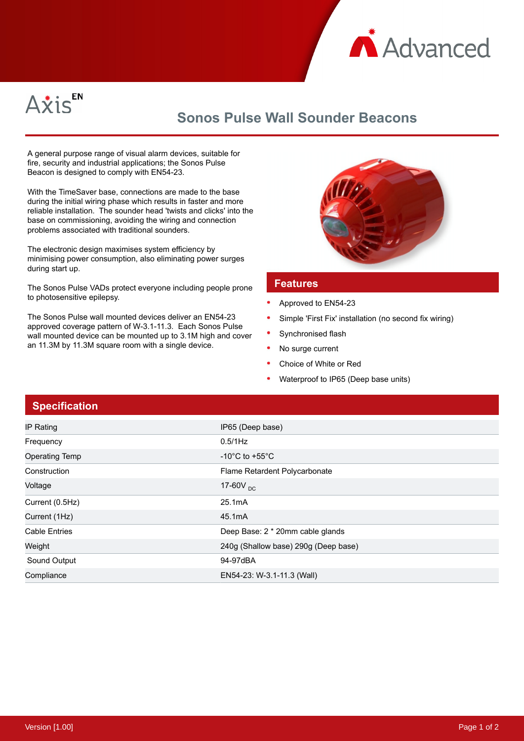Axis EN

# Sonos Pulse Wall Sounder Beacons

A general purpose range of visual alarm devices, suitable for fire, security and industrial applications; the Sonos Pulse Beacon is designed to comply with EN54-23.

With the TimeSaver base, connections are made to the base during the initial wiring phase which results in faster and more reliable installation. The sounder head 'twists and clicks' into the base on commissioning, avoiding the wiring and connection problems associated with traditional sounders.

The electronic design maximises system efficiency by minimising power consumption, also eliminating power surges during start up.

The Sonos Pulse VADs protect everyone including people prone to photosensitive epilepsy.

The Sonos Pulse wall mounted devices deliver an EN54-23 approved coverage pattern of W-3.1-11.3. Each Sonos Pulse wall mounted device can be mounted up to 3.1M high and cover an 11.3M by 11.3M square room with a single device.

## Features

- Approved to EN54-23
- Simple 'First Fix' installation (no second fix wiring)
- Synchronised flash
- No surge current
- Choice of White or Red
- Waterproof to IP65 (Deep base units)

## Specification

| | |
|---|---|
| IP Rating | IP65 (Deep base) |
| Frequency | 0.5/1Hz |
| Operating Temp | -10°C to +55°C |
| Construction | Flame Retardent Polycarbonate |
| Voltage | 17-60V $_{DC}$ |
| Current (0.5Hz) | 25.1mA |
| Current (1Hz) | 45.1mA |
| Cable Entries | Deep Base: 2 * 20mm cable glands |
| Weight | 240g (Shallow base) 290g (Deep base) |
| Sound Output | 94-97dBA |
| Compliance | EN54-23: W-3.1-11.3 (Wall) |

Version [1.00]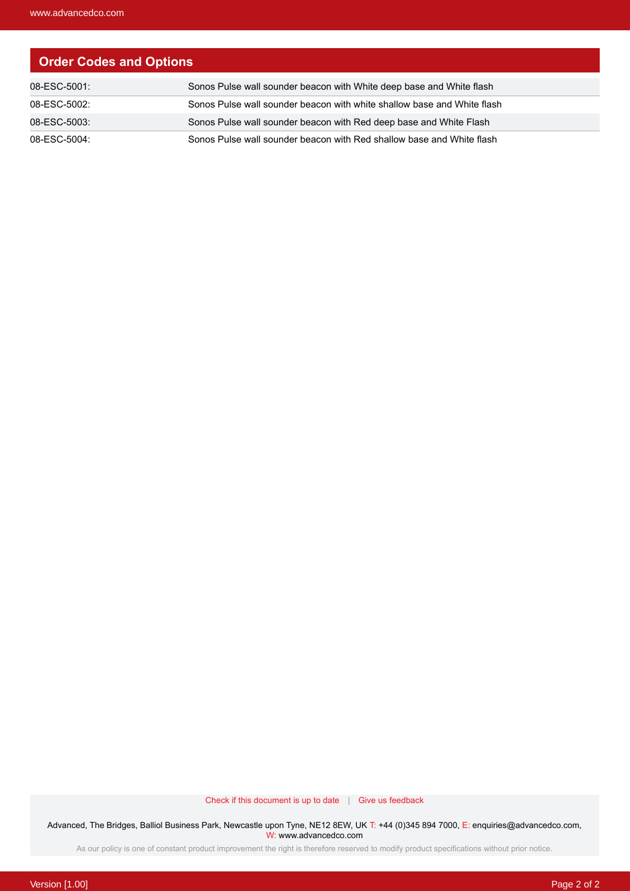## Order Codes and Options

| | |
|---|---|
| 08-ESC-5001: | Sonos Pulse wall sounder beacon with White deep base and White flash |
| 08-ESC-5002: | Sonos Pulse wall sounder beacon with white shallow base and White flash |
| 08-ESC-5003: | Sonos Pulse wall sounder beacon with Red deep base and White Flash |
| 08-ESC-5004: | Sonos Pulse wall sounder beacon with Red shallow base and White flash |

Check if this document is up to date | Give us feedback

Advanced, The Bridges, Balliol Business Park, Newcastle upon Tyne, NE12 8EW, UK T: +44 (0)345 894 7000, E: enquiries@advancedco.com, W: www.advancedco.com

As our policy is one of constant product improvement the right is therefore reserved to modify product specifications without prior notice.

Version [1.00]